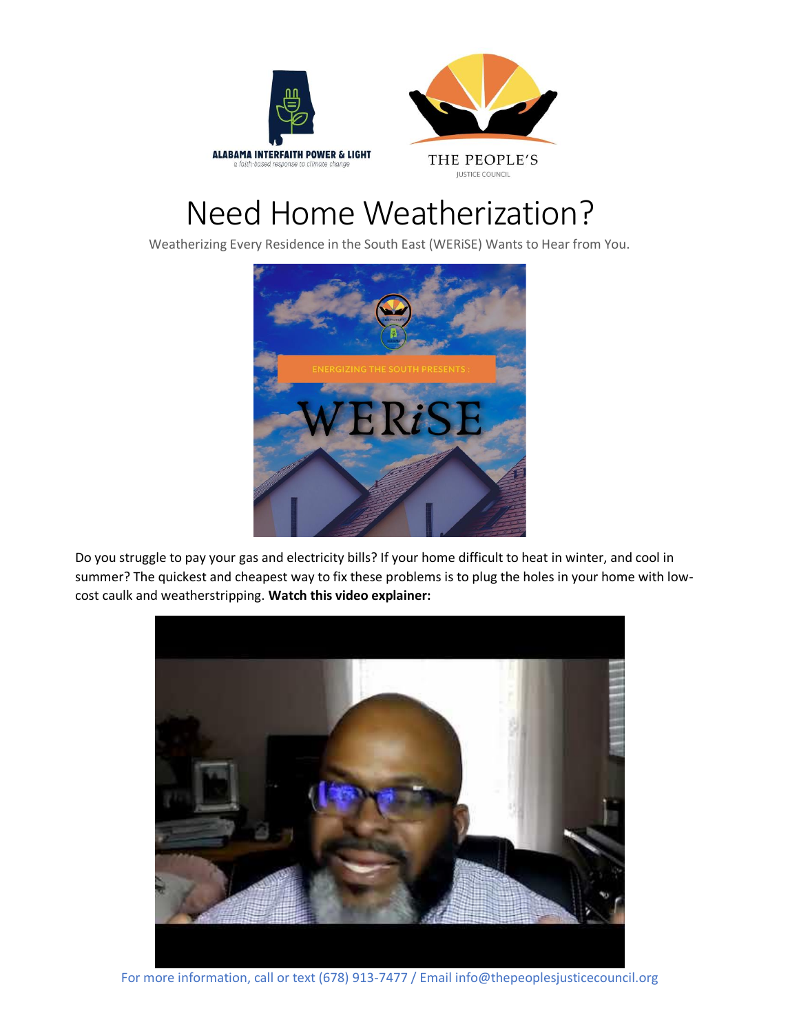ALABAMA INTERFAITH POWER & LIGHT
a faith-based response to climate change

THE PEOPLE'S
JUSTICE COUNCIL

# Need Home Weatherization?

Weatherizing Every Residence in the South East (WERiSE) Wants to Hear from You.

Do you struggle to pay your gas and electricity bills? If your home difficult to heat in winter, and cool in summer? The quickest and cheapest way to fix these problems is to plug the holes in your home with low-cost caulk and weatherstripping. **Watch this video explainer:**

For more information, call or text (678) 913-7477 / Email info@thepeoplesjusticecouncil.org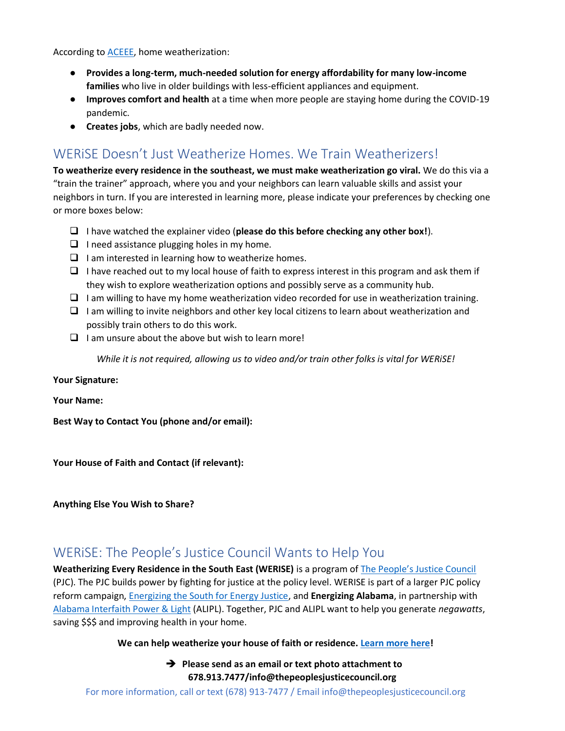According to [ACEEE](), home weatherization:

- **Provides a long-term, much-needed solution for energy affordability for many low-income families** who live in older buildings with less-efficient appliances and equipment.
- **Improves comfort and health** at a time when more people are staying home during the COVID-19 pandemic.
- **Creates jobs**, which are badly needed now.

## WERiSE Doesn't Just Weatherize Homes. We Train Weatherizers!

**To weatherize every residence in the southeast, we must make weatherization go viral.** We do this via a "train the trainer" approach, where you and your neighbors can learn valuable skills and assist your neighbors in turn. If you are interested in learning more, please indicate your preferences by checking one or more boxes below:

- ❑ I have watched the explainer video (**please do this before checking any other box!**).
- ❑ I need assistance plugging holes in my home.
- ❑ I am interested in learning how to weatherize homes.
- ❑ I have reached out to my local house of faith to express interest in this program and ask them if they wish to explore weatherization options and possibly serve as a community hub.
- ❑ I am willing to have my home weatherization video recorded for use in weatherization training.
- ❑ I am willing to invite neighbors and other key local citizens to learn about weatherization and possibly train others to do this work.
- ❑ I am unsure about the above but wish to learn more!

*While it is not required, allowing us to video and/or train other folks is vital for WERiSE!*

**Your Signature:**

**Your Name:**

**Best Way to Contact You (phone and/or email):**

**Your House of Faith and Contact (if relevant):**

**Anything Else You Wish to Share?**

## WERiSE: The People's Justice Council Wants to Help You

**Weatherizing Every Residence in the South East (WERISE)** is a program of [The People's Justice Council]() (PJC). The PJC builds power by fighting for justice at the policy level. WERISE is part of a larger PJC policy reform campaign, [Energizing the South for Energy Justice](), and **Energizing Alabama**, in partnership with [Alabama Interfaith Power & Light]() (ALIPL). Together, PJC and ALIPL want to help you generate *negawatts*, saving $$$ and improving health in your home.

**We can help weatherize your house of faith or residence. [Learn more here]()!**

➔ **Please send as an email or text photo attachment to 678.913.7477/info@thepeoplesjusticecouncil.org**

For more information, call or text (678) 913-7477 / Email info@thepeoplesjusticecouncil.org